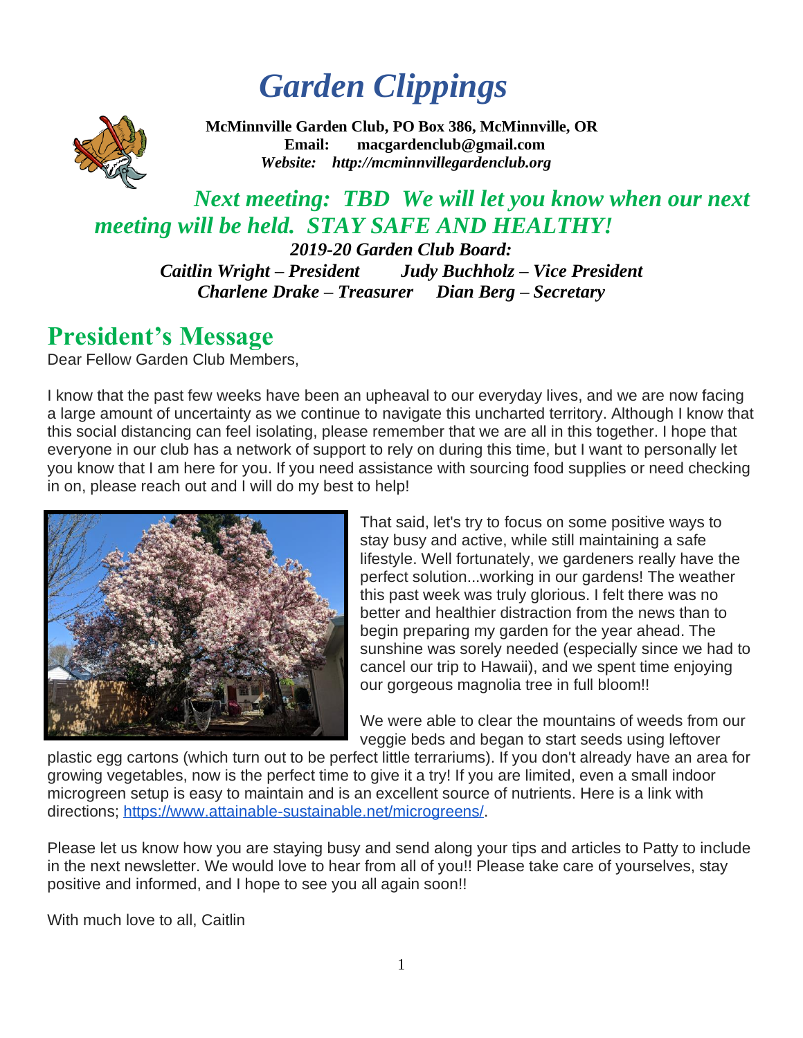# *Garden Clippings*

**McMinnville Garden Club, PO Box 386, McMinnville, OR**
**Email: macgardenclub@gmail.com**
***Website: http://mcminnvillegardenclub.org***

***Next meeting: TBD We will let you know when our next meeting will be held. STAY SAFE AND HEALTHY!***

***2019-20 Garden Club Board:***
***Caitlin Wright – President Judy Buchholz – Vice President***
***Charlene Drake – Treasurer Dian Berg – Secretary***

## President's Message

Dear Fellow Garden Club Members,

I know that the past few weeks have been an upheaval to our everyday lives, and we are now facing a large amount of uncertainty as we continue to navigate this uncharted territory. Although I know that this social distancing can feel isolating, please remember that we are all in this together. I hope that everyone in our club has a network of support to rely on during this time, but I want to personally let you know that I am here for you. If you need assistance with sourcing food supplies or need checking in on, please reach out and I will do my best to help!

That said, let's try to focus on some positive ways to stay busy and active, while still maintaining a safe lifestyle. Well fortunately, we gardeners really have the perfect solution...working in our gardens! The weather this past week was truly glorious. I felt there was no better and healthier distraction from the news than to begin preparing my garden for the year ahead. The sunshine was sorely needed (especially since we had to cancel our trip to Hawaii), and we spent time enjoying our gorgeous magnolia tree in full bloom!!

We were able to clear the mountains of weeds from our veggie beds and began to start seeds using leftover plastic egg cartons (which turn out to be perfect little terrariums). If you don't already have an area for growing vegetables, now is the perfect time to give it a try! If you are limited, even a small indoor microgreen setup is easy to maintain and is an excellent source of nutrients. Here is a link with directions; https://www.attainable-sustainable.net/microgreens/.

Please let us know how you are staying busy and send along your tips and articles to Patty to include in the next newsletter. We would love to hear from all of you!! Please take care of yourselves, stay positive and informed, and I hope to see you all again soon!!

With much love to all, Caitlin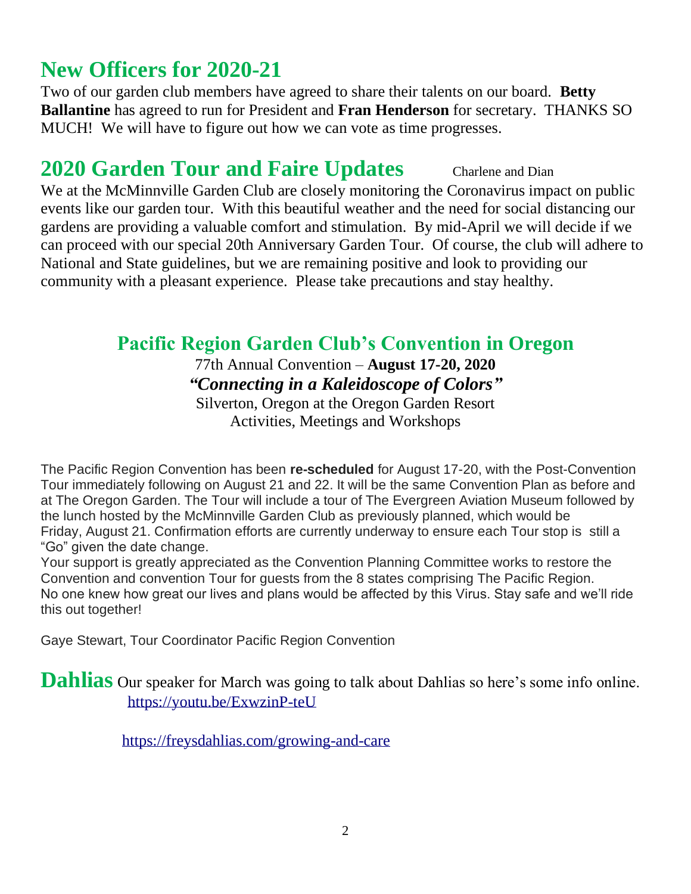## New Officers for 2020-21

Two of our garden club members have agreed to share their talents on our board. **Betty Ballantine** has agreed to run for President and **Fran Henderson** for secretary. THANKS SO MUCH! We will have to figure out how we can vote as time progresses.

## 2020 Garden Tour and Faire Updates

Charlene and Dian

We at the McMinnville Garden Club are closely monitoring the Coronavirus impact on public events like our garden tour. With this beautiful weather and the need for social distancing our gardens are providing a valuable comfort and stimulation. By mid-April we will decide if we can proceed with our special 20th Anniversary Garden Tour. Of course, the club will adhere to National and State guidelines, but we are remaining positive and look to providing our community with a pleasant experience. Please take precautions and stay healthy.

## Pacific Region Garden Club's Convention in Oregon

77th Annual Convention – **August 17-20, 2020**

***"Connecting in a Kaleidoscope of Colors"***

Silverton, Oregon at the Oregon Garden Resort

Activities, Meetings and Workshops

The Pacific Region Convention has been **re-scheduled** for August 17-20, with the Post-Convention Tour immediately following on August 21 and 22. It will be the same Convention Plan as before and at The Oregon Garden. The Tour will include a tour of The Evergreen Aviation Museum followed by the lunch hosted by the McMinnville Garden Club as previously planned, which would be Friday, August 21. Confirmation efforts are currently underway to ensure each Tour stop is still a "Go" given the date change.

Your support is greatly appreciated as the Convention Planning Committee works to restore the Convention and convention Tour for guests from the 8 states comprising The Pacific Region. No one knew how great our lives and plans would be affected by this Virus. Stay safe and we'll ride this out together!

Gaye Stewart, Tour Coordinator Pacific Region Convention

## Dahlias

Our speaker for March was going to talk about Dahlias so here's some info online.

https://youtu.be/ExwzinP-teU

https://freysdahlias.com/growing-and-care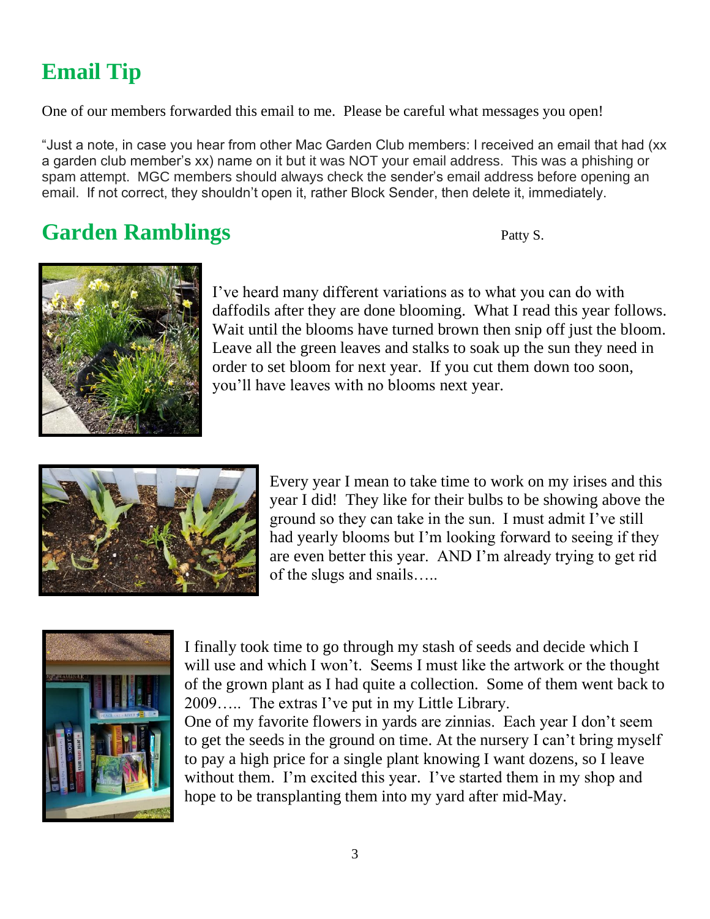## Email Tip

One of our members forwarded this email to me. Please be careful what messages you open!

"Just a note, in case you hear from other Mac Garden Club members: I received an email that had (xx a garden club member's xx) name on it but it was NOT your email address. This was a phishing or spam attempt. MGC members should always check the sender's email address before opening an email. If not correct, they shouldn't open it, rather Block Sender, then delete it, immediately.

## Garden Ramblings

Patty S.

I've heard many different variations as to what you can do with daffodils after they are done blooming. What I read this year follows. Wait until the blooms have turned brown then snip off just the bloom. Leave all the green leaves and stalks to soak up the sun they need in order to set bloom for next year. If you cut them down too soon, you'll have leaves with no blooms next year.

Every year I mean to take time to work on my irises and this year I did! They like for their bulbs to be showing above the ground so they can take in the sun. I must admit I've still had yearly blooms but I'm looking forward to seeing if they are even better this year. AND I'm already trying to get rid of the slugs and snails…..

I finally took time to go through my stash of seeds and decide which I will use and which I won't. Seems I must like the artwork or the thought of the grown plant as I had quite a collection. Some of them went back to 2009….. The extras I've put in my Little Library.

One of my favorite flowers in yards are zinnias. Each year I don't seem to get the seeds in the ground on time. At the nursery I can't bring myself to pay a high price for a single plant knowing I want dozens, so I leave without them. I'm excited this year. I've started them in my shop and hope to be transplanting them into my yard after mid-May.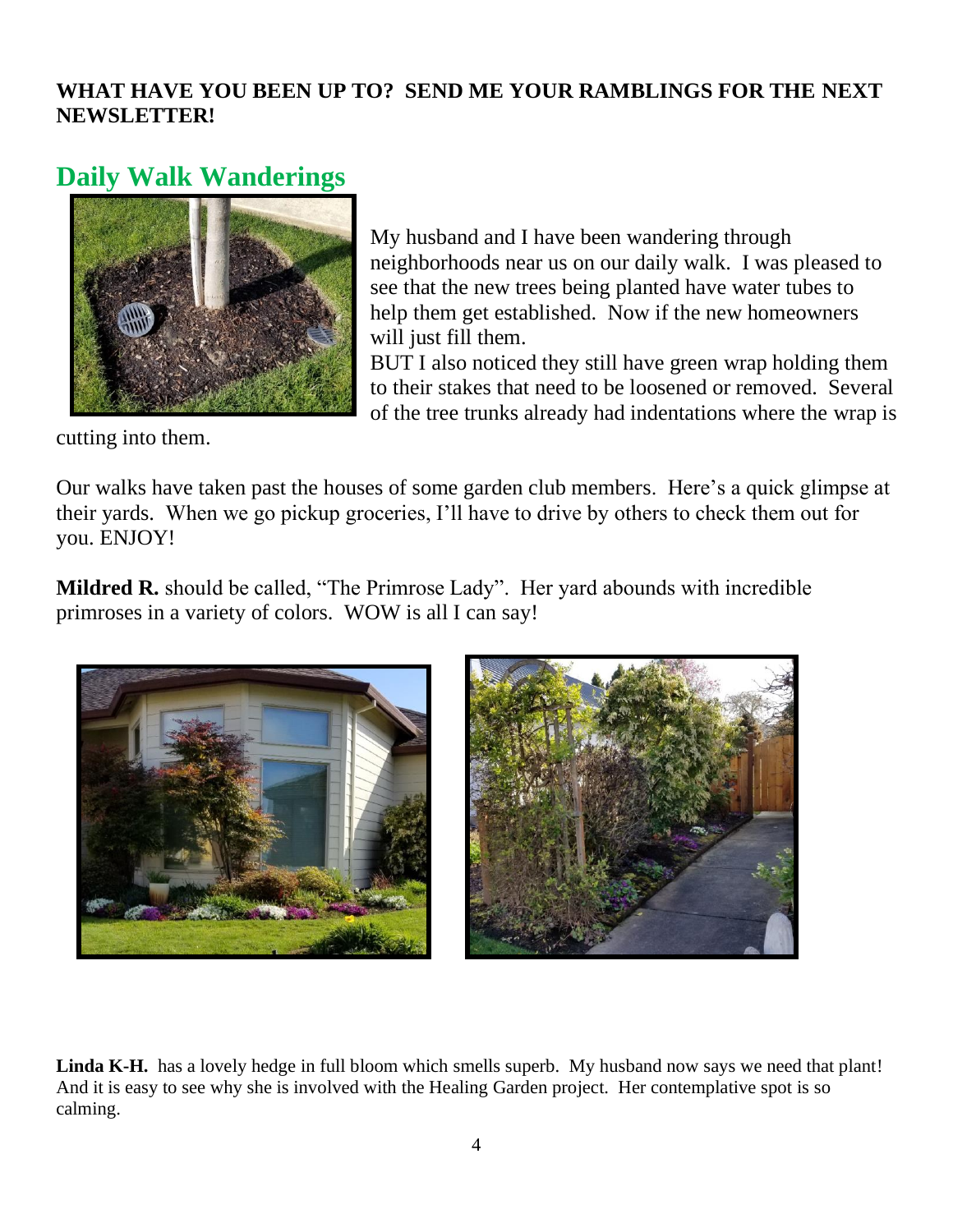**WHAT HAVE YOU BEEN UP TO? SEND ME YOUR RAMBLINGS FOR THE NEXT NEWSLETTER!**

## Daily Walk Wanderings

My husband and I have been wandering through neighborhoods near us on our daily walk. I was pleased to see that the new trees being planted have water tubes to help them get established. Now if the new homeowners will just fill them.

BUT I also noticed they still have green wrap holding them to their stakes that need to be loosened or removed. Several of the tree trunks already had indentations where the wrap is cutting into them.

Our walks have taken past the houses of some garden club members. Here's a quick glimpse at their yards. When we go pickup groceries, I'll have to drive by others to check them out for you. ENJOY!

**Mildred R.** should be called, "The Primrose Lady". Her yard abounds with incredible primroses in a variety of colors. WOW is all I can say!

**Linda K-H.** has a lovely hedge in full bloom which smells superb. My husband now says we need that plant! And it is easy to see why she is involved with the Healing Garden project. Her contemplative spot is so calming.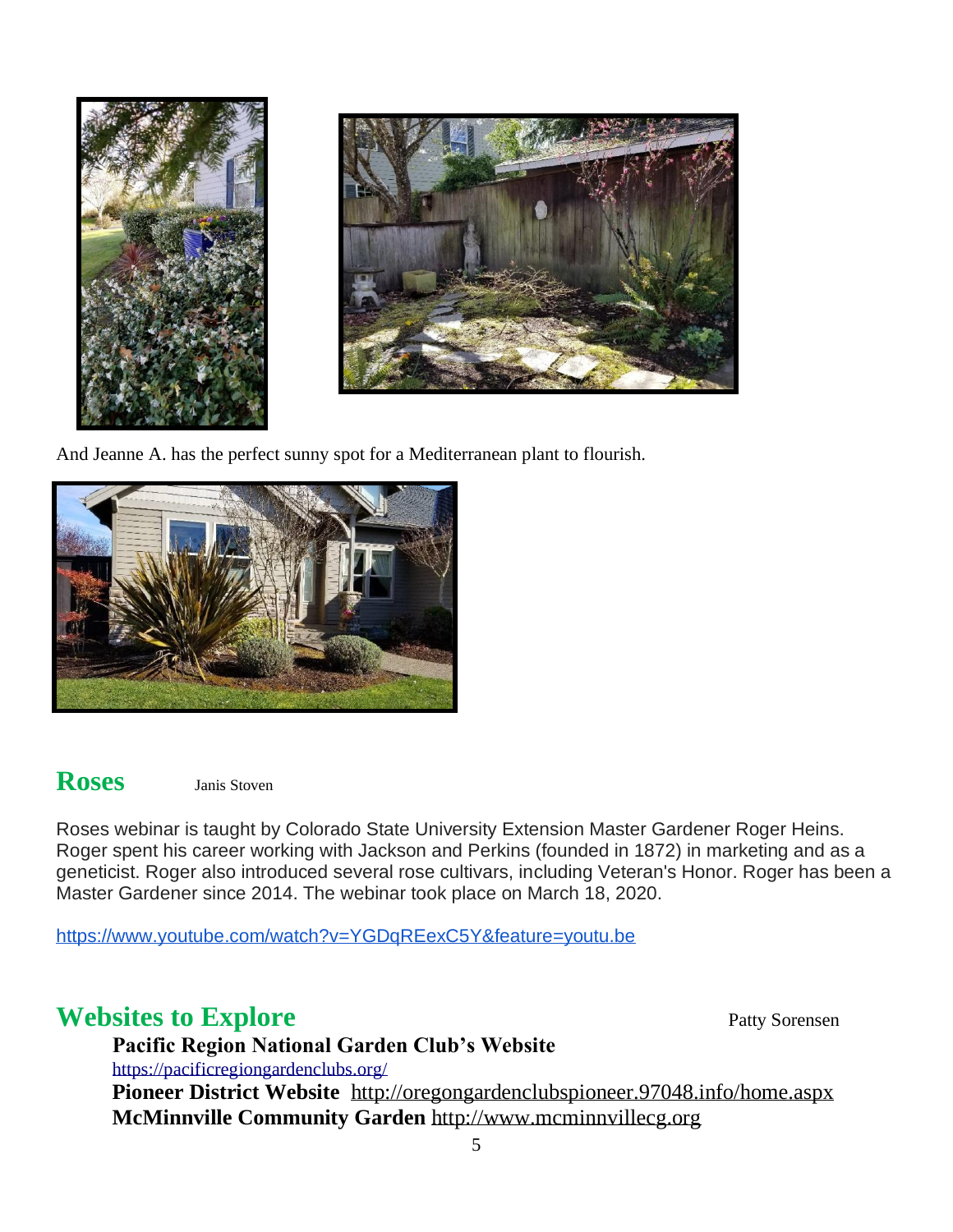And Jeanne A. has the perfect sunny spot for a Mediterranean plant to flourish.

## Roses

Janis Stoven

Roses webinar is taught by Colorado State University Extension Master Gardener Roger Heins. Roger spent his career working with Jackson and Perkins (founded in 1872) in marketing and as a geneticist. Roger also introduced several rose cultivars, including Veteran's Honor. Roger has been a Master Gardener since 2014. The webinar took place on March 18, 2020.

https://www.youtube.com/watch?v=YGDqREexC5Y&feature=youtu.be

## Websites to Explore

Patty Sorensen

**Pacific Region National Garden Club's Website**
https://pacificregiongardenclubs.org/

**Pioneer District Website** http://oregongardenclubspioneer.97048.info/home.aspx

**McMinnville Community Garden** http://www.mcminnvillecg.org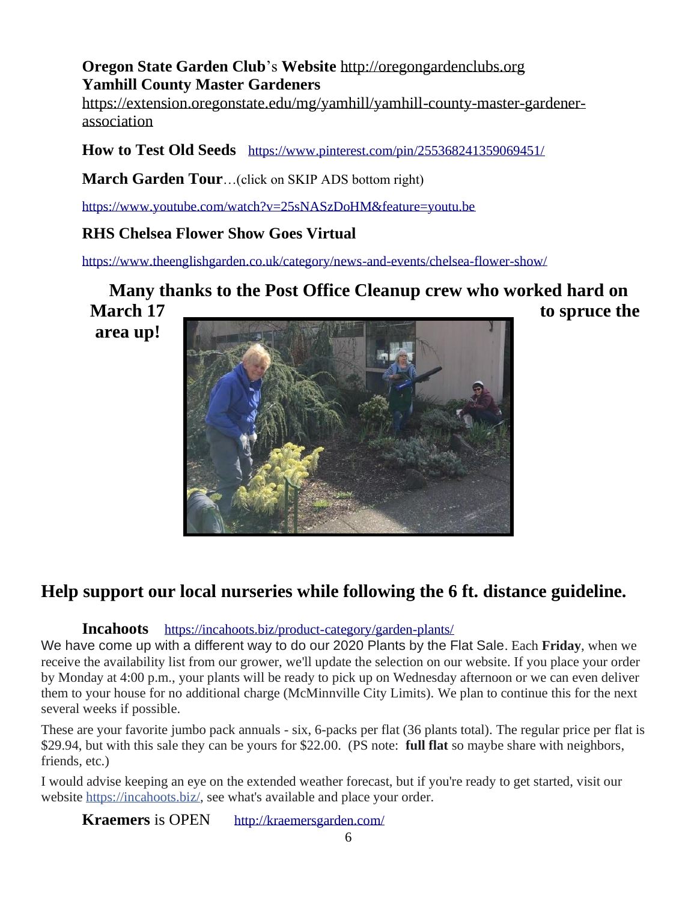**Oregon State Garden Club**'s **Website** http://oregongardenclubs.org
**Yamhill County Master Gardeners**
https://extension.oregonstate.edu/mg/yamhill/yamhill-county-master-gardener-association

**How to Test Old Seeds** https://www.pinterest.com/pin/255368241359069451/

**March Garden Tour**…(click on SKIP ADS bottom right)

https://www.youtube.com/watch?v=25sNASzDoHM&feature=youtu.be

**RHS Chelsea Flower Show Goes Virtual**

https://www.theenglishgarden.co.uk/category/news-and-events/chelsea-flower-show/

**Many thanks to the Post Office Cleanup crew who worked hard on March 17 to spruce the area up!**

## Help support our local nurseries while following the 6 ft. distance guideline.

**Incahoots** https://incahoots.biz/product-category/garden-plants/

We have come up with a different way to do our 2020 Plants by the Flat Sale. Each **Friday**, when we receive the availability list from our grower, we'll update the selection on our website. If you place your order by Monday at 4:00 p.m., your plants will be ready to pick up on Wednesday afternoon or we can even deliver them to your house for no additional charge (McMinnville City Limits). We plan to continue this for the next several weeks if possible.

These are your favorite jumbo pack annuals - six, 6-packs per flat (36 plants total). The regular price per flat is $29.94, but with this sale they can be yours for $22.00. (PS note: **full flat** so maybe share with neighbors, friends, etc.)

I would advise keeping an eye on the extended weather forecast, but if you're ready to get started, visit our website https://incahoots.biz/, see what's available and place your order.

**Kraemers** is OPEN http://kraemersgarden.com/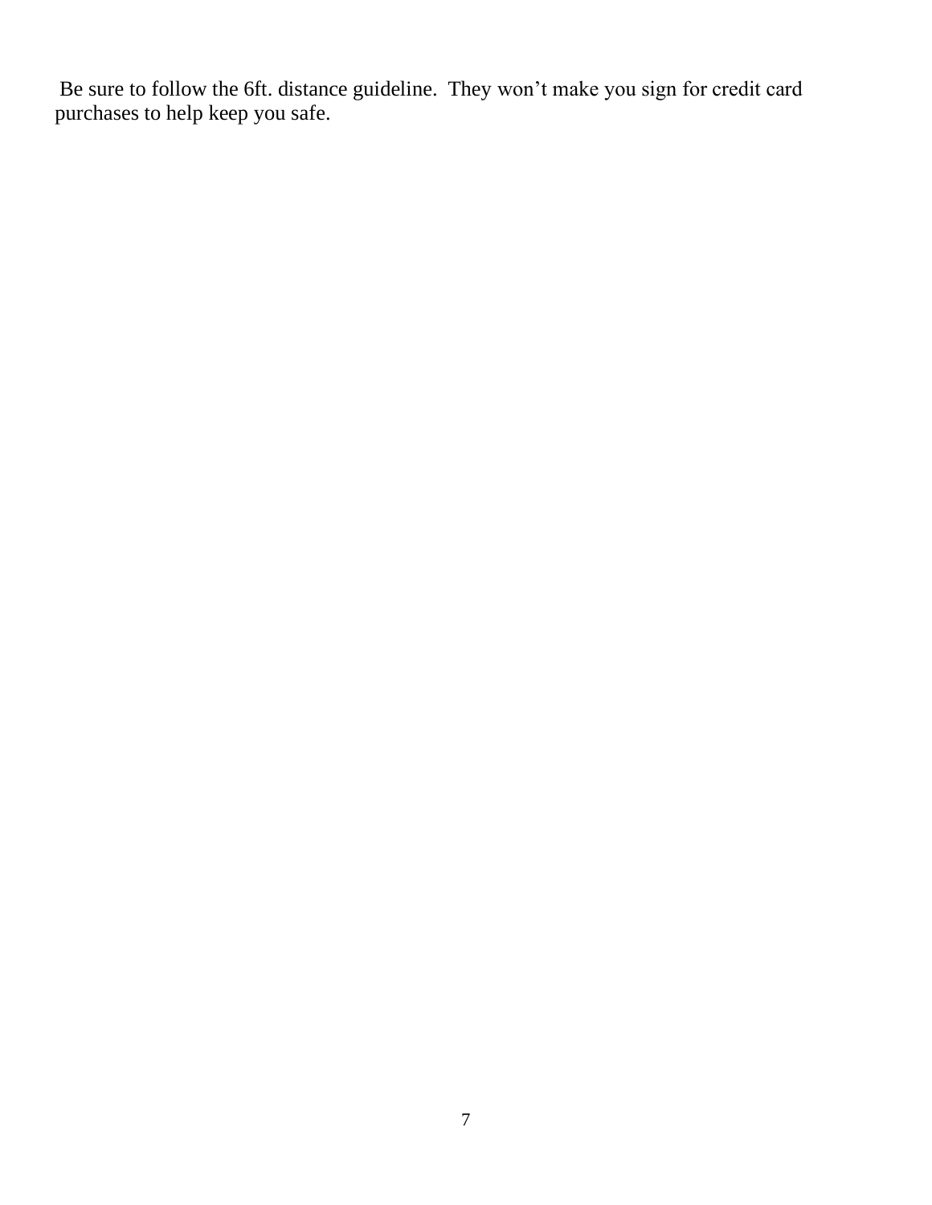Be sure to follow the 6ft. distance guideline.  They won't make you sign for credit card purchases to help keep you safe.